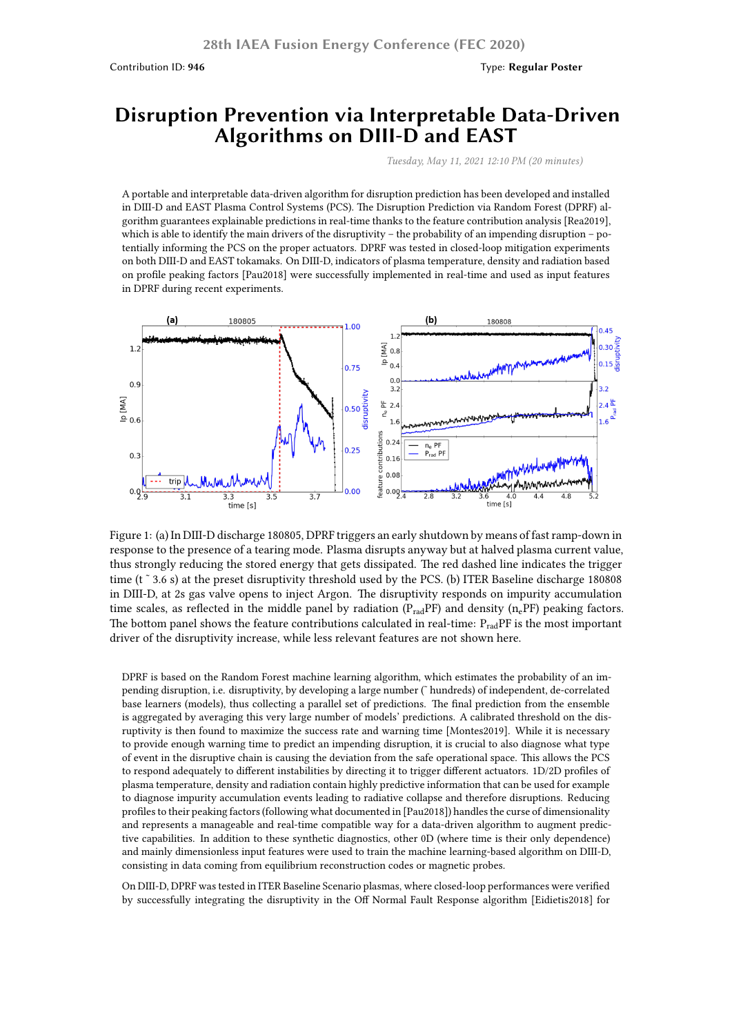Contribution ID: **946**

Type: **Regular Poster**

# Disruption Prevention via Interpretable Data-Driven Algorithms on DIII-D and EAST

*Tuesday, May 11, 2021 12:10 PM (20 minutes)*

A portable and interpretable data-driven algorithm for disruption prediction has been developed and installed in DIII-D and EAST Plasma Control Systems (PCS). The Disruption Prediction via Random Forest (DPRF) algorithm guarantees explainable predictions in real-time thanks to the feature contribution analysis [Rea2019], which is able to identify the main drivers of the disruptivity – the probability of an impending disruption – potentially informing the PCS on the proper actuators. DPRF was tested in closed-loop mitigation experiments on both DIII-D and EAST tokamaks. On DIII-D, indicators of plasma temperature, density and radiation based on profile peaking factors [Pau2018] were successfully implemented in real-time and used as input features in DPRF during recent experiments.

Figure 1: (a) In DIII-D discharge 180805, DPRF triggers an early shutdown by means of fast ramp-down in response to the presence of a tearing mode. Plasma disrupts anyway but at halved plasma current value, thus strongly reducing the stored energy that gets dissipated. The red dashed line indicates the trigger time (t ˜ 3.6 s) at the preset disruptivity threshold used by the PCS. (b) ITER Baseline discharge 180808 in DIII-D, at 2s gas valve opens to inject Argon. The disruptivity responds on impurity accumulation time scales, as reflected in the middle panel by radiation ($P_{rad}$PF) and density ($n_e$PF) peaking factors. The bottom panel shows the feature contributions calculated in real-time: $P_{rad}$PF is the most important driver of the disruptivity increase, while less relevant features are not shown here.

DPRF is based on the Random Forest machine learning algorithm, which estimates the probability of an impending disruption, i.e. disruptivity, by developing a large number (˜ hundreds) of independent, de-correlated base learners (models), thus collecting a parallel set of predictions. The final prediction from the ensemble is aggregated by averaging this very large number of models' predictions. A calibrated threshold on the disruptivity is then found to maximize the success rate and warning time [Montes2019]. While it is necessary to provide enough warning time to predict an impending disruption, it is crucial to also diagnose what type of event in the disruptive chain is causing the deviation from the safe operational space. This allows the PCS to respond adequately to different instabilities by directing it to trigger different actuators. 1D/2D profiles of plasma temperature, density and radiation contain highly predictive information that can be used for example to diagnose impurity accumulation events leading to radiative collapse and therefore disruptions. Reducing profiles to their peaking factors (following what documented in [Pau2018]) handles the curse of dimensionality and represents a manageable and real-time compatible way for a data-driven algorithm to augment predictive capabilities. In addition to these synthetic diagnostics, other 0D (where time is their only dependence) and mainly dimensionless input features were used to train the machine learning-based algorithm on DIII-D, consisting in data coming from equilibrium reconstruction codes or magnetic probes.

On DIII-D, DPRF was tested in ITER Baseline Scenario plasmas, where closed-loop performances were verified by successfully integrating the disruptivity in the Off Normal Fault Response algorithm [Eidietis2018] for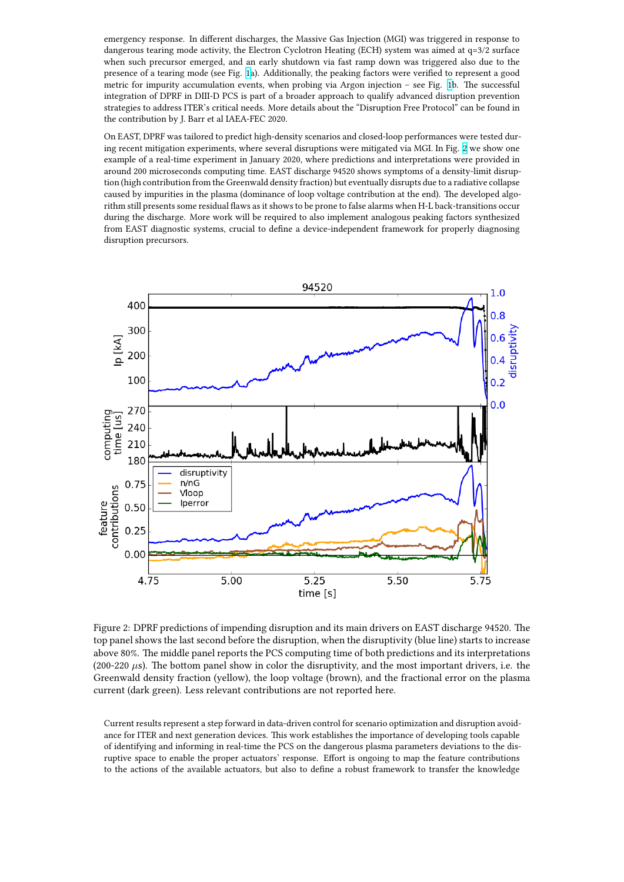emergency response. In different discharges, the Massive Gas Injection (MGI) was triggered in response to dangerous tearing mode activity, the Electron Cyclotron Heating (ECH) system was aimed at q=3/2 surface when such precursor emerged, and an early shutdown via fast ramp down was triggered also due to the presence of a tearing mode (see Fig. 1a). Additionally, the peaking factors were verified to represent a good metric for impurity accumulation events, when probing via Argon injection – see Fig. 1b. The successful integration of DPRF in DIII-D PCS is part of a broader approach to qualify advanced disruption prevention strategies to address ITER's critical needs. More details about the "Disruption Free Protocol" can be found in the contribution by J. Barr et al IAEA-FEC 2020.

On EAST, DPRF was tailored to predict high-density scenarios and closed-loop performances were tested during recent mitigation experiments, where several disruptions were mitigated via MGI. In Fig. 2 we show one example of a real-time experiment in January 2020, where predictions and interpretations were provided in around 200 microseconds computing time. EAST discharge 94520 shows symptoms of a density-limit disruption (high contribution from the Greenwald density fraction) but eventually disrupts due to a radiative collapse caused by impurities in the plasma (dominance of loop voltage contribution at the end). The developed algorithm still presents some residual flaws as it shows to be prone to false alarms when H-L back-transitions occur during the discharge. More work will be required to also implement analogous peaking factors synthesized from EAST diagnostic systems, crucial to define a device-independent framework for properly diagnosing disruption precursors.

Figure 2: DPRF predictions of impending disruption and its main drivers on EAST discharge 94520. The top panel shows the last second before the disruption, when the disruptivity (blue line) starts to increase above 80%. The middle panel reports the PCS computing time of both predictions and its interpretations (200-220 $\mu$s). The bottom panel show in color the disruptivity, and the most important drivers, i.e. the Greenwald density fraction (yellow), the loop voltage (brown), and the fractional error on the plasma current (dark green). Less relevant contributions are not reported here.

Current results represent a step forward in data-driven control for scenario optimization and disruption avoidance for ITER and next generation devices. This work establishes the importance of developing tools capable of identifying and informing in real-time the PCS on the dangerous plasma parameters deviations to the disruptive space to enable the proper actuators' response. Effort is ongoing to map the feature contributions to the actions of the available actuators, but also to define a robust framework to transfer the knowledge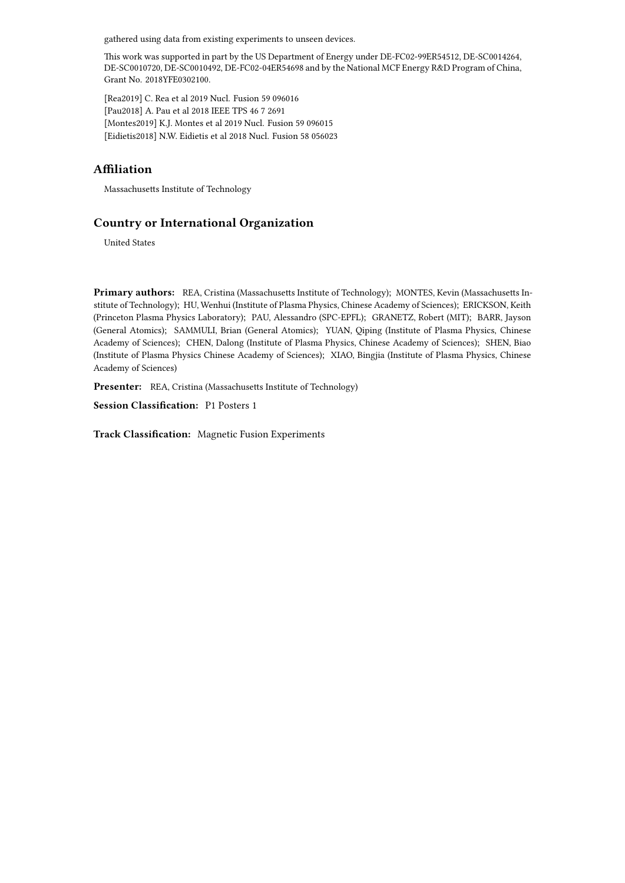gathered using data from existing experiments to unseen devices.

This work was supported in part by the US Department of Energy under DE-FC02-99ER54512, DE-SC0014264, DE-SC0010720, DE-SC0010492, DE-FC02-04ER54698 and by the National MCF Energy R&D Program of China, Grant No. 2018YFE0302100.

[Rea2019] C. Rea et al 2019 Nucl. Fusion 59 096016
[Pau2018] A. Pau et al 2018 IEEE TPS 46 7 2691
[Montes2019] K.J. Montes et al 2019 Nucl. Fusion 59 096015
[Eidietis2018] N.W. Eidietis et al 2018 Nucl. Fusion 58 056023

## Affiliation

Massachusetts Institute of Technology

## Country or International Organization

United States

**Primary authors:** REA, Cristina (Massachusetts Institute of Technology); MONTES, Kevin (Massachusetts Institute of Technology); HU, Wenhui (Institute of Plasma Physics, Chinese Academy of Sciences); ERICKSON, Keith (Princeton Plasma Physics Laboratory); PAU, Alessandro (SPC-EPFL); GRANETZ, Robert (MIT); BARR, Jayson (General Atomics); SAMMULI, Brian (General Atomics); YUAN, Qiping (Institute of Plasma Physics, Chinese Academy of Sciences); CHEN, Dalong (Institute of Plasma Physics, Chinese Academy of Sciences); SHEN, Biao (Institute of Plasma Physics Chinese Academy of Sciences); XIAO, Bingjia (Institute of Plasma Physics, Chinese Academy of Sciences)

**Presenter:** REA, Cristina (Massachusetts Institute of Technology)

**Session Classification:** P1 Posters 1

**Track Classification:** Magnetic Fusion Experiments